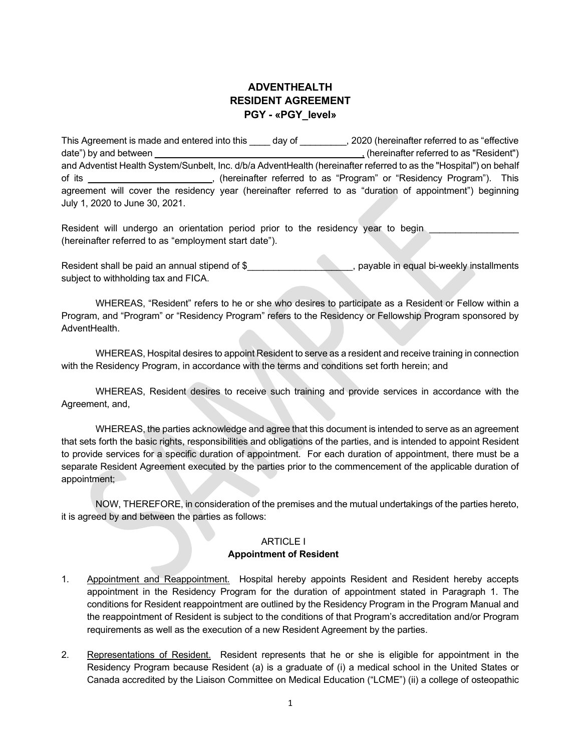# ADVENTHEALTH
# RESIDENT AGREEMENT
# PGY - «PGY_level»

This Agreement is made and entered into this ____ day of _________, 2020 (hereinafter referred to as "effective date") by and between ________________________________________, (hereinafter referred to as "Resident") and Adventist Health System/Sunbelt, Inc. d/b/a AdventHealth (hereinafter referred to as the "Hospital") on behalf of its ________________________, (hereinafter referred to as "Program" or "Residency Program"). This agreement will cover the residency year (hereinafter referred to as "duration of appointment") beginning July 1, 2020 to June 30, 2021.

Resident will undergo an orientation period prior to the residency year to begin _________________ (hereinafter referred to as "employment start date").

Resident shall be paid an annual stipend of $____________________, payable in equal bi-weekly installments subject to withholding tax and FICA.

WHEREAS, "Resident" refers to he or she who desires to participate as a Resident or Fellow within a Program, and "Program" or "Residency Program" refers to the Residency or Fellowship Program sponsored by AdventHealth.

WHEREAS, Hospital desires to appoint Resident to serve as a resident and receive training in connection with the Residency Program, in accordance with the terms and conditions set forth herein; and

WHEREAS, Resident desires to receive such training and provide services in accordance with the Agreement, and,

WHEREAS, the parties acknowledge and agree that this document is intended to serve as an agreement that sets forth the basic rights, responsibilities and obligations of the parties, and is intended to appoint Resident to provide services for a specific duration of appointment. For each duration of appointment, there must be a separate Resident Agreement executed by the parties prior to the commencement of the applicable duration of appointment;

NOW, THEREFORE, in consideration of the premises and the mutual undertakings of the parties hereto, it is agreed by and between the parties as follows:

## ARTICLE I
## Appointment of Resident

1. Appointment and Reappointment. Hospital hereby appoints Resident and Resident hereby accepts appointment in the Residency Program for the duration of appointment stated in Paragraph 1. The conditions for Resident reappointment are outlined by the Residency Program in the Program Manual and the reappointment of Resident is subject to the conditions of that Program's accreditation and/or Program requirements as well as the execution of a new Resident Agreement by the parties.

2. Representations of Resident. Resident represents that he or she is eligible for appointment in the Residency Program because Resident (a) is a graduate of (i) a medical school in the United States or Canada accredited by the Liaison Committee on Medical Education ("LCME") (ii) a college of osteopathic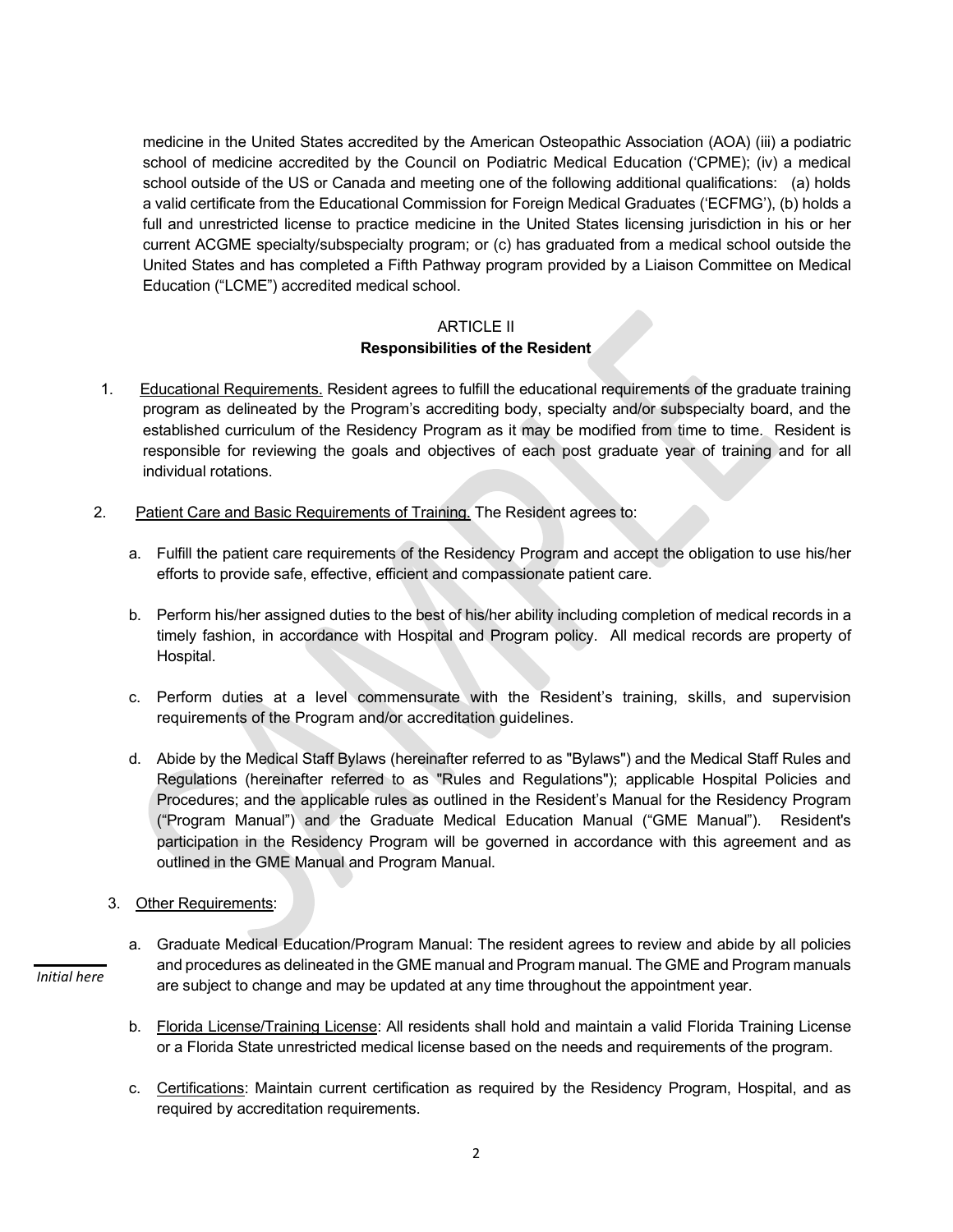medicine in the United States accredited by the American Osteopathic Association (AOA) (iii) a podiatric school of medicine accredited by the Council on Podiatric Medical Education ('CPME); (iv) a medical school outside of the US or Canada and meeting one of the following additional qualifications: (a) holds a valid certificate from the Educational Commission for Foreign Medical Graduates ('ECFMG'), (b) holds a full and unrestricted license to practice medicine in the United States licensing jurisdiction in his or her current ACGME specialty/subspecialty program; or (c) has graduated from a medical school outside the United States and has completed a Fifth Pathway program provided by a Liaison Committee on Medical Education ("LCME") accredited medical school.

## ARTICLE II
## **Responsibilities of the Resident**

1. Educational Requirements. Resident agrees to fulfill the educational requirements of the graduate training program as delineated by the Program's accrediting body, specialty and/or subspecialty board, and the established curriculum of the Residency Program as it may be modified from time to time. Resident is responsible for reviewing the goals and objectives of each post graduate year of training and for all individual rotations.

2. Patient Care and Basic Requirements of Training. The Resident agrees to:

   a. Fulfill the patient care requirements of the Residency Program and accept the obligation to use his/her efforts to provide safe, effective, efficient and compassionate patient care.

   b. Perform his/her assigned duties to the best of his/her ability including completion of medical records in a timely fashion, in accordance with Hospital and Program policy. All medical records are property of Hospital.

   c. Perform duties at a level commensurate with the Resident's training, skills, and supervision requirements of the Program and/or accreditation guidelines.

   d. Abide by the Medical Staff Bylaws (hereinafter referred to as "Bylaws") and the Medical Staff Rules and Regulations (hereinafter referred to as "Rules and Regulations"); applicable Hospital Policies and Procedures; and the applicable rules as outlined in the Resident's Manual for the Residency Program ("Program Manual") and the Graduate Medical Education Manual ("GME Manual"). Resident's participation in the Residency Program will be governed in accordance with this agreement and as outlined in the GME Manual and Program Manual.

3. Other Requirements:

   a. Graduate Medical Education/Program Manual: The resident agrees to review and abide by all policies and procedures as delineated in the GME manual and Program manual. The GME and Program manuals are subject to change and may be updated at any time throughout the appointment year.

   ______ *Initial here*

   b. Florida License/Training License: All residents shall hold and maintain a valid Florida Training License or a Florida State unrestricted medical license based on the needs and requirements of the program.

   c. Certifications: Maintain current certification as required by the Residency Program, Hospital, and as required by accreditation requirements.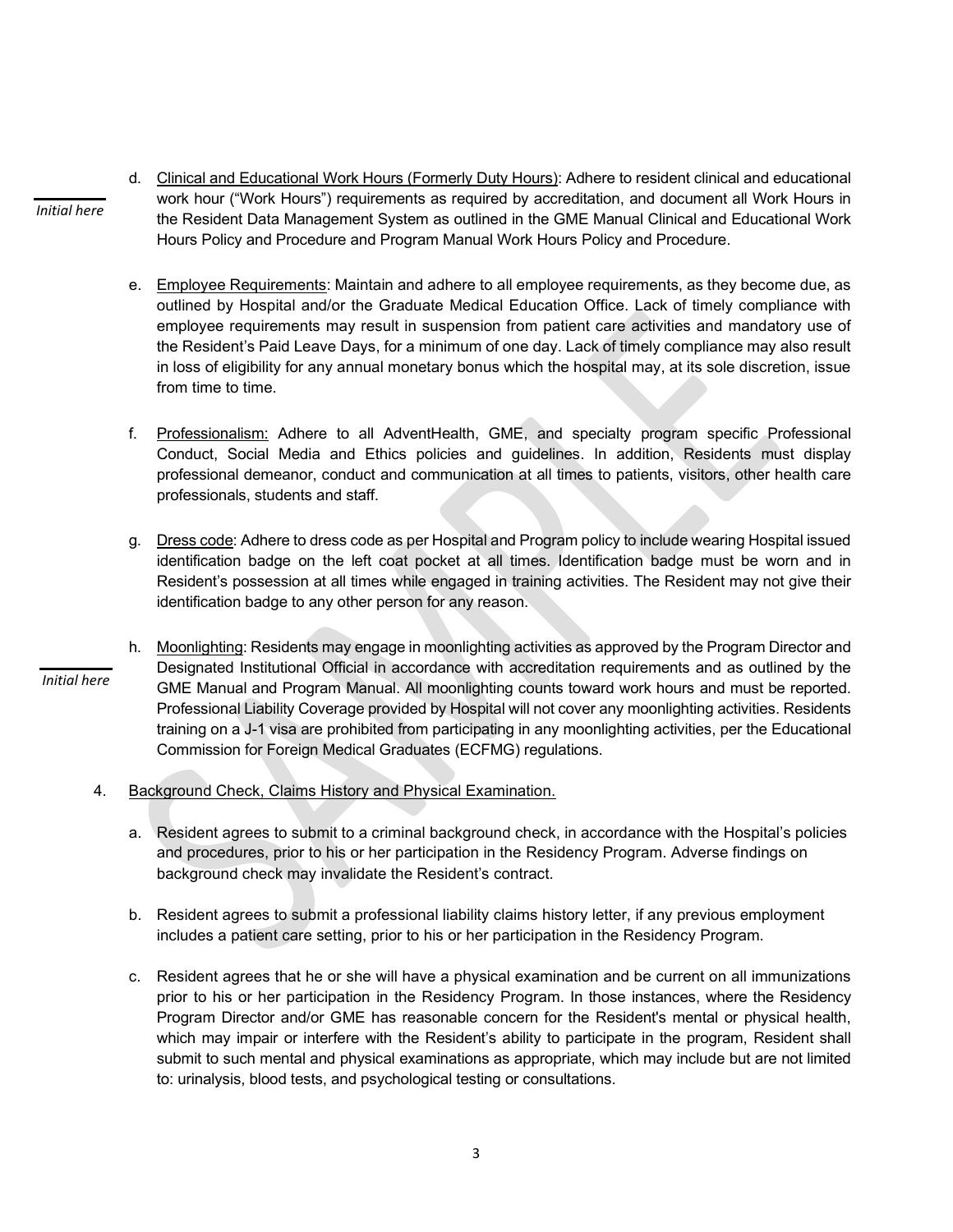d. Clinical and Educational Work Hours (Formerly Duty Hours): Adhere to resident clinical and educational work hour ("Work Hours") requirements as required by accreditation, and document all Work Hours in the Resident Data Management System as outlined in the GME Manual Clinical and Educational Work Hours Policy and Procedure and Program Manual Work Hours Policy and Procedure.

_______ *Initial here*

e. Employee Requirements: Maintain and adhere to all employee requirements, as they become due, as outlined by Hospital and/or the Graduate Medical Education Office. Lack of timely compliance with employee requirements may result in suspension from patient care activities and mandatory use of the Resident's Paid Leave Days, for a minimum of one day. Lack of timely compliance may also result in loss of eligibility for any annual monetary bonus which the hospital may, at its sole discretion, issue from time to time.

f. Professionalism: Adhere to all AdventHealth, GME, and specialty program specific Professional Conduct, Social Media and Ethics policies and guidelines. In addition, Residents must display professional demeanor, conduct and communication at all times to patients, visitors, other health care professionals, students and staff.

g. Dress code: Adhere to dress code as per Hospital and Program policy to include wearing Hospital issued identification badge on the left coat pocket at all times. Identification badge must be worn and in Resident's possession at all times while engaged in training activities. The Resident may not give their identification badge to any other person for any reason.

h. Moonlighting: Residents may engage in moonlighting activities as approved by the Program Director and Designated Institutional Official in accordance with accreditation requirements and as outlined by the GME Manual and Program Manual. All moonlighting counts toward work hours and must be reported. Professional Liability Coverage provided by Hospital will not cover any moonlighting activities. Residents training on a J-1 visa are prohibited from participating in any moonlighting activities, per the Educational Commission for Foreign Medical Graduates (ECFMG) regulations.

_______ *Initial here*

4. Background Check, Claims History and Physical Examination.

   a. Resident agrees to submit to a criminal background check, in accordance with the Hospital's policies and procedures, prior to his or her participation in the Residency Program. Adverse findings on background check may invalidate the Resident's contract.

   b. Resident agrees to submit a professional liability claims history letter, if any previous employment includes a patient care setting, prior to his or her participation in the Residency Program.

   c. Resident agrees that he or she will have a physical examination and be current on all immunizations prior to his or her participation in the Residency Program. In those instances, where the Residency Program Director and/or GME has reasonable concern for the Resident's mental or physical health, which may impair or interfere with the Resident's ability to participate in the program, Resident shall submit to such mental and physical examinations as appropriate, which may include but are not limited to: urinalysis, blood tests, and psychological testing or consultations.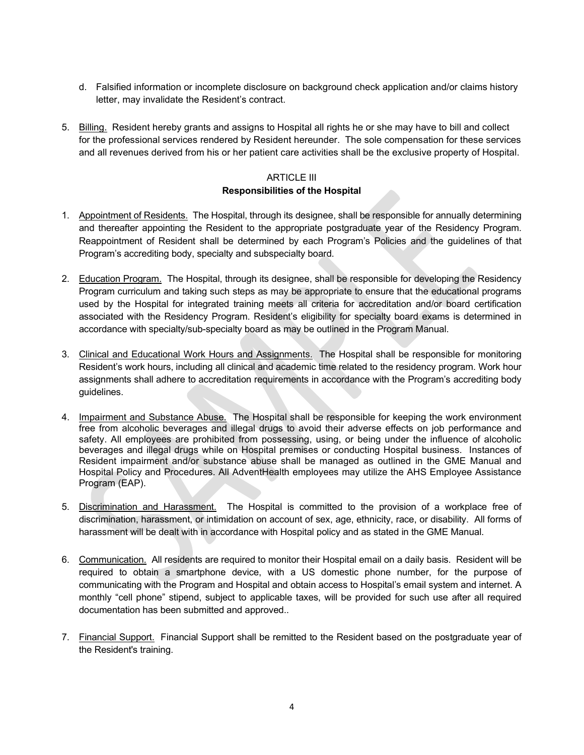d. Falsified information or incomplete disclosure on background check application and/or claims history letter, may invalidate the Resident's contract.

5. Billing. Resident hereby grants and assigns to Hospital all rights he or she may have to bill and collect for the professional services rendered by Resident hereunder. The sole compensation for these services and all revenues derived from his or her patient care activities shall be the exclusive property of Hospital.

## ARTICLE III
### Responsibilities of the Hospital

1. Appointment of Residents. The Hospital, through its designee, shall be responsible for annually determining and thereafter appointing the Resident to the appropriate postgraduate year of the Residency Program. Reappointment of Resident shall be determined by each Program's Policies and the guidelines of that Program's accrediting body, specialty and subspecialty board.

2. Education Program. The Hospital, through its designee, shall be responsible for developing the Residency Program curriculum and taking such steps as may be appropriate to ensure that the educational programs used by the Hospital for integrated training meets all criteria for accreditation and/or board certification associated with the Residency Program. Resident's eligibility for specialty board exams is determined in accordance with specialty/sub-specialty board as may be outlined in the Program Manual.

3. Clinical and Educational Work Hours and Assignments. The Hospital shall be responsible for monitoring Resident's work hours, including all clinical and academic time related to the residency program. Work hour assignments shall adhere to accreditation requirements in accordance with the Program's accrediting body guidelines.

4. Impairment and Substance Abuse. The Hospital shall be responsible for keeping the work environment free from alcoholic beverages and illegal drugs to avoid their adverse effects on job performance and safety. All employees are prohibited from possessing, using, or being under the influence of alcoholic beverages and illegal drugs while on Hospital premises or conducting Hospital business. Instances of Resident impairment and/or substance abuse shall be managed as outlined in the GME Manual and Hospital Policy and Procedures. All AdventHealth employees may utilize the AHS Employee Assistance Program (EAP).

5. Discrimination and Harassment. The Hospital is committed to the provision of a workplace free of discrimination, harassment, or intimidation on account of sex, age, ethnicity, race, or disability. All forms of harassment will be dealt with in accordance with Hospital policy and as stated in the GME Manual.

6. Communication. All residents are required to monitor their Hospital email on a daily basis. Resident will be required to obtain a smartphone device, with a US domestic phone number, for the purpose of communicating with the Program and Hospital and obtain access to Hospital's email system and internet. A monthly "cell phone" stipend, subject to applicable taxes, will be provided for such use after all required documentation has been submitted and approved..

7. Financial Support. Financial Support shall be remitted to the Resident based on the postgraduate year of the Resident's training.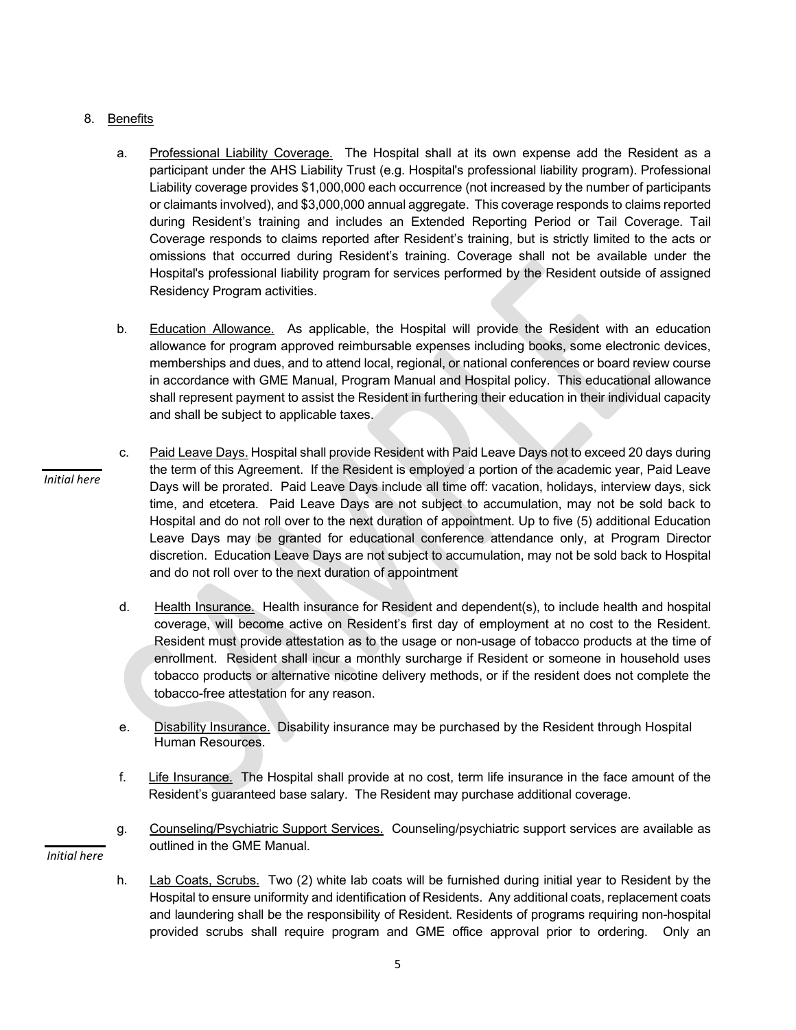8. Benefits

   a. Professional Liability Coverage. The Hospital shall at its own expense add the Resident as a participant under the AHS Liability Trust (e.g. Hospital's professional liability program). Professional Liability coverage provides $1,000,000 each occurrence (not increased by the number of participants or claimants involved), and $3,000,000 annual aggregate. This coverage responds to claims reported during Resident's training and includes an Extended Reporting Period or Tail Coverage. Tail Coverage responds to claims reported after Resident's training, but is strictly limited to the acts or omissions that occurred during Resident's training. Coverage shall not be available under the Hospital's professional liability program for services performed by the Resident outside of assigned Residency Program activities.

   b. Education Allowance. As applicable, the Hospital will provide the Resident with an education allowance for program approved reimbursable expenses including books, some electronic devices, memberships and dues, and to attend local, regional, or national conferences or board review course in accordance with GME Manual, Program Manual and Hospital policy. This educational allowance shall represent payment to assist the Resident in furthering their education in their individual capacity and shall be subject to applicable taxes.

   ______ *Initial here*

   c. Paid Leave Days. Hospital shall provide Resident with Paid Leave Days not to exceed 20 days during the term of this Agreement. If the Resident is employed a portion of the academic year, Paid Leave Days will be prorated. Paid Leave Days include all time off: vacation, holidays, interview days, sick time, and etcetera. Paid Leave Days are not subject to accumulation, may not be sold back to Hospital and do not roll over to the next duration of appointment. Up to five (5) additional Education Leave Days may be granted for educational conference attendance only, at Program Director discretion. Education Leave Days are not subject to accumulation, may not be sold back to Hospital and do not roll over to the next duration of appointment

   d. Health Insurance. Health insurance for Resident and dependent(s), to include health and hospital coverage, will become active on Resident's first day of employment at no cost to the Resident. Resident must provide attestation as to the usage or non-usage of tobacco products at the time of enrollment. Resident shall incur a monthly surcharge if Resident or someone in household uses tobacco products or alternative nicotine delivery methods, or if the resident does not complete the tobacco-free attestation for any reason.

   e. Disability Insurance. Disability insurance may be purchased by the Resident through Hospital Human Resources.

   f. Life Insurance. The Hospital shall provide at no cost, term life insurance in the face amount of the Resident's guaranteed base salary. The Resident may purchase additional coverage.

   ______ *Initial here*

   g. Counseling/Psychiatric Support Services. Counseling/psychiatric support services are available as outlined in the GME Manual.

   h. Lab Coats, Scrubs. Two (2) white lab coats will be furnished during initial year to Resident by the Hospital to ensure uniformity and identification of Residents. Any additional coats, replacement coats and laundering shall be the responsibility of Resident. Residents of programs requiring non-hospital provided scrubs shall require program and GME office approval prior to ordering. Only an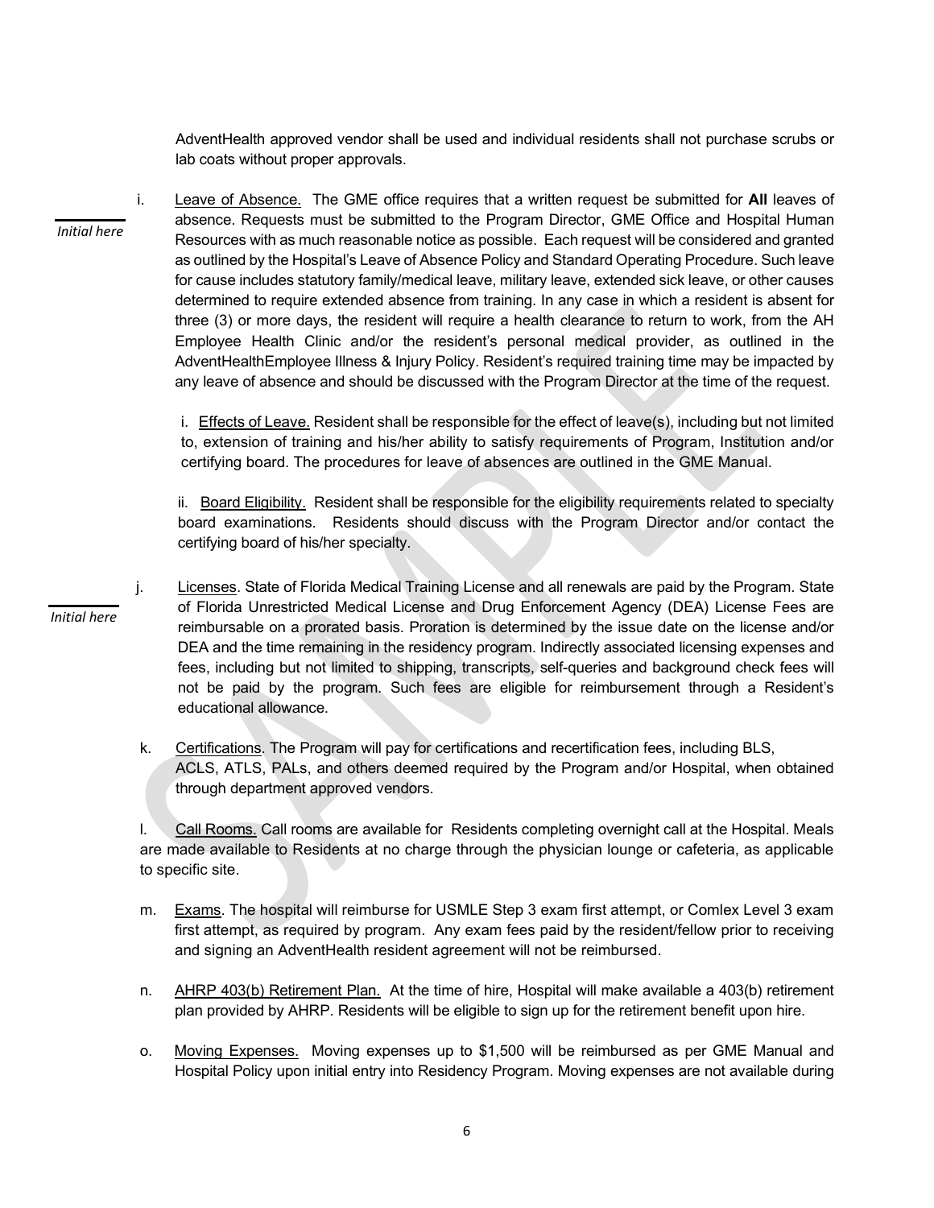AdventHealth approved vendor shall be used and individual residents shall not purchase scrubs or lab coats without proper approvals.

_______ *Initial here*

i. Leave of Absence. The GME office requires that a written request be submitted for **All** leaves of absence. Requests must be submitted to the Program Director, GME Office and Hospital Human Resources with as much reasonable notice as possible. Each request will be considered and granted as outlined by the Hospital's Leave of Absence Policy and Standard Operating Procedure. Such leave for cause includes statutory family/medical leave, military leave, extended sick leave, or other causes determined to require extended absence from training. In any case in which a resident is absent for three (3) or more days, the resident will require a health clearance to return to work, from the AH Employee Health Clinic and/or the resident's personal medical provider, as outlined in the AdventHealthEmployee Illness & Injury Policy. Resident's required training time may be impacted by any leave of absence and should be discussed with the Program Director at the time of the request.

   i. Effects of Leave. Resident shall be responsible for the effect of leave(s), including but not limited to, extension of training and his/her ability to satisfy requirements of Program, Institution and/or certifying board. The procedures for leave of absences are outlined in the GME Manual.

   ii. Board Eligibility. Resident shall be responsible for the eligibility requirements related to specialty board examinations. Residents should discuss with the Program Director and/or contact the certifying board of his/her specialty.

_______ *Initial here*

j. Licenses. State of Florida Medical Training License and all renewals are paid by the Program. State of Florida Unrestricted Medical License and Drug Enforcement Agency (DEA) License Fees are reimbursable on a prorated basis. Proration is determined by the issue date on the license and/or DEA and the time remaining in the residency program. Indirectly associated licensing expenses and fees, including but not limited to shipping, transcripts, self-queries and background check fees will not be paid by the program. Such fees are eligible for reimbursement through a Resident's educational allowance.

k. Certifications. The Program will pay for certifications and recertification fees, including BLS, ACLS, ATLS, PALs, and others deemed required by the Program and/or Hospital, when obtained through department approved vendors.

l. Call Rooms. Call rooms are available for Residents completing overnight call at the Hospital. Meals are made available to Residents at no charge through the physician lounge or cafeteria, as applicable to specific site.

m. Exams. The hospital will reimburse for USMLE Step 3 exam first attempt, or Comlex Level 3 exam first attempt, as required by program. Any exam fees paid by the resident/fellow prior to receiving and signing an AdventHealth resident agreement will not be reimbursed.

n. AHRP 403(b) Retirement Plan. At the time of hire, Hospital will make available a 403(b) retirement plan provided by AHRP. Residents will be eligible to sign up for the retirement benefit upon hire.

o. Moving Expenses. Moving expenses up to $1,500 will be reimbursed as per GME Manual and Hospital Policy upon initial entry into Residency Program. Moving expenses are not available during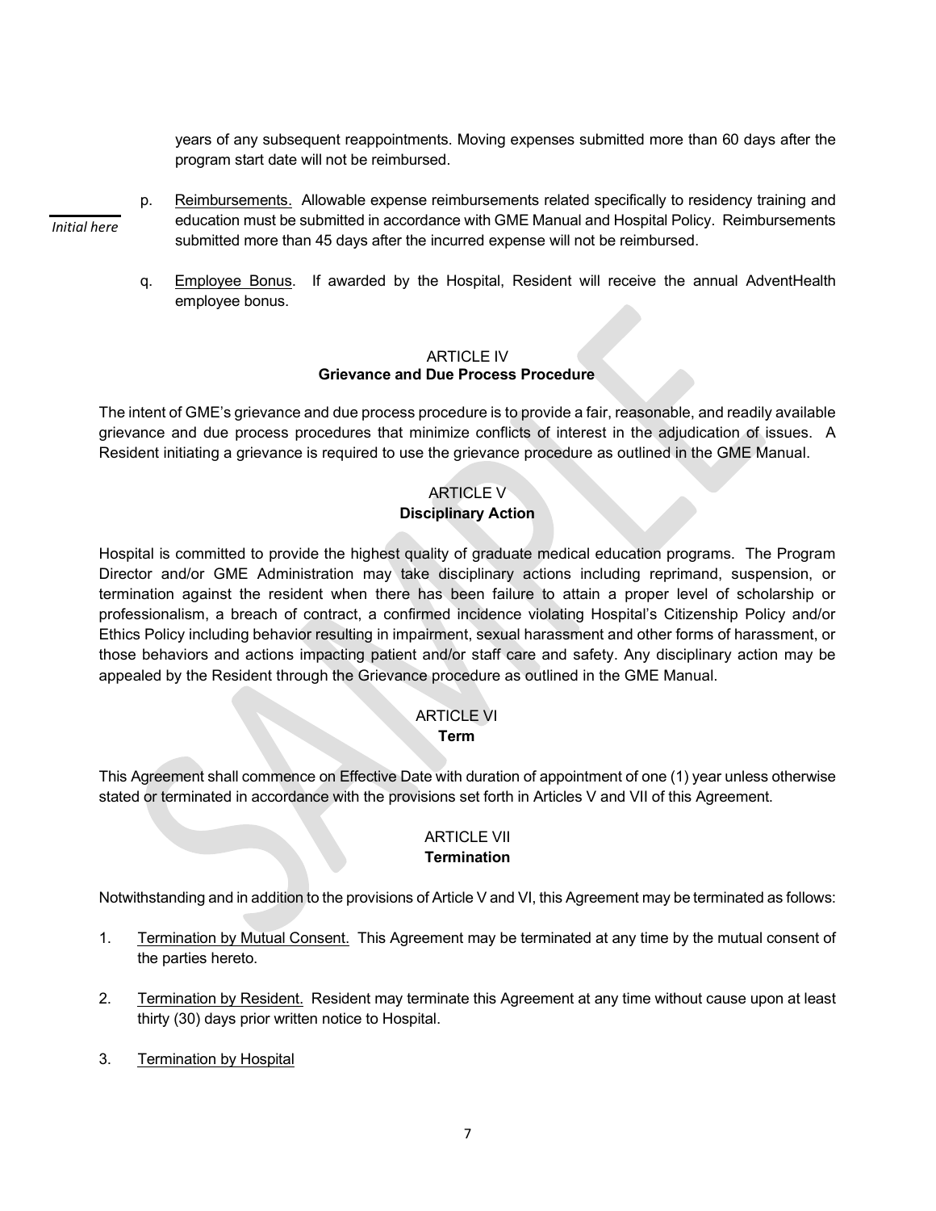years of any subsequent reappointments. Moving expenses submitted more than 60 days after the program start date will not be reimbursed.

p. Reimbursements. Allowable expense reimbursements related specifically to residency training and education must be submitted in accordance with GME Manual and Hospital Policy. Reimbursements submitted more than 45 days after the incurred expense will not be reimbursed.

_Initial here_

q. Employee Bonus. If awarded by the Hospital, Resident will receive the annual AdventHealth employee bonus.

## ARTICLE IV
**Grievance and Due Process Procedure**

The intent of GME's grievance and due process procedure is to provide a fair, reasonable, and readily available grievance and due process procedures that minimize conflicts of interest in the adjudication of issues. A Resident initiating a grievance is required to use the grievance procedure as outlined in the GME Manual.

## ARTICLE V
**Disciplinary Action**

Hospital is committed to provide the highest quality of graduate medical education programs. The Program Director and/or GME Administration may take disciplinary actions including reprimand, suspension, or termination against the resident when there has been failure to attain a proper level of scholarship or professionalism, a breach of contract, a confirmed incidence violating Hospital's Citizenship Policy and/or Ethics Policy including behavior resulting in impairment, sexual harassment and other forms of harassment, or those behaviors and actions impacting patient and/or staff care and safety. Any disciplinary action may be appealed by the Resident through the Grievance procedure as outlined in the GME Manual.

## ARTICLE VI
**Term**

This Agreement shall commence on Effective Date with duration of appointment of one (1) year unless otherwise stated or terminated in accordance with the provisions set forth in Articles V and VII of this Agreement.

## ARTICLE VII
**Termination**

Notwithstanding and in addition to the provisions of Article V and VI, this Agreement may be terminated as follows:

1. Termination by Mutual Consent. This Agreement may be terminated at any time by the mutual consent of the parties hereto.

2. Termination by Resident. Resident may terminate this Agreement at any time without cause upon at least thirty (30) days prior written notice to Hospital.

3. Termination by Hospital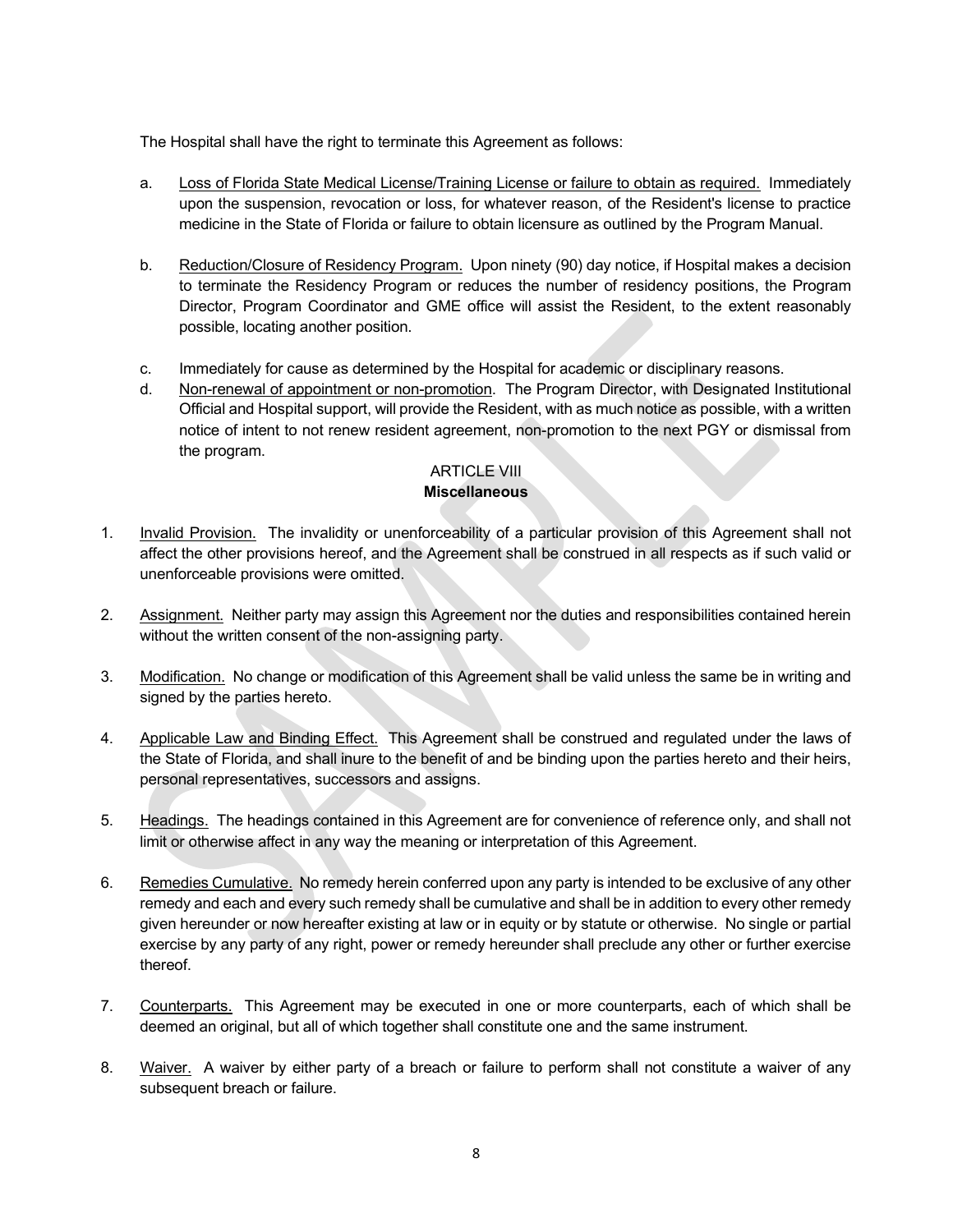The Hospital shall have the right to terminate this Agreement as follows:

a. Loss of Florida State Medical License/Training License or failure to obtain as required. Immediately upon the suspension, revocation or loss, for whatever reason, of the Resident's license to practice medicine in the State of Florida or failure to obtain licensure as outlined by the Program Manual.

b. Reduction/Closure of Residency Program. Upon ninety (90) day notice, if Hospital makes a decision to terminate the Residency Program or reduces the number of residency positions, the Program Director, Program Coordinator and GME office will assist the Resident, to the extent reasonably possible, locating another position.

c. Immediately for cause as determined by the Hospital for academic or disciplinary reasons.

d. Non-renewal of appointment or non-promotion. The Program Director, with Designated Institutional Official and Hospital support, will provide the Resident, with as much notice as possible, with a written notice of intent to not renew resident agreement, non-promotion to the next PGY or dismissal from the program.

## ARTICLE VIII
## **Miscellaneous**

1. Invalid Provision. The invalidity or unenforceability of a particular provision of this Agreement shall not affect the other provisions hereof, and the Agreement shall be construed in all respects as if such valid or unenforceable provisions were omitted.

2. Assignment. Neither party may assign this Agreement nor the duties and responsibilities contained herein without the written consent of the non-assigning party.

3. Modification. No change or modification of this Agreement shall be valid unless the same be in writing and signed by the parties hereto.

4. Applicable Law and Binding Effect. This Agreement shall be construed and regulated under the laws of the State of Florida, and shall inure to the benefit of and be binding upon the parties hereto and their heirs, personal representatives, successors and assigns.

5. Headings. The headings contained in this Agreement are for convenience of reference only, and shall not limit or otherwise affect in any way the meaning or interpretation of this Agreement.

6. Remedies Cumulative. No remedy herein conferred upon any party is intended to be exclusive of any other remedy and each and every such remedy shall be cumulative and shall be in addition to every other remedy given hereunder or now hereafter existing at law or in equity or by statute or otherwise. No single or partial exercise by any party of any right, power or remedy hereunder shall preclude any other or further exercise thereof.

7. Counterparts. This Agreement may be executed in one or more counterparts, each of which shall be deemed an original, but all of which together shall constitute one and the same instrument.

8. Waiver. A waiver by either party of a breach or failure to perform shall not constitute a waiver of any subsequent breach or failure.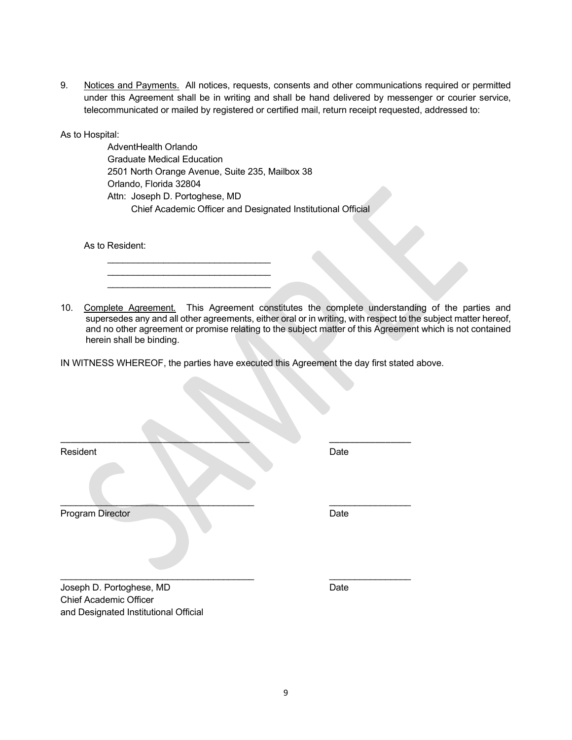9. <u>Notices and Payments.</u> All notices, requests, consents and other communications required or permitted under this Agreement shall be in writing and shall be hand delivered by messenger or courier service, telecommunicated or mailed by registered or certified mail, return receipt requested, addressed to:

As to Hospital:

AdventHealth Orlando
Graduate Medical Education
2501 North Orange Avenue, Suite 235, Mailbox 38
Orlando, Florida 32804
Attn: Joseph D. Portoghese, MD
Chief Academic Officer and Designated Institutional Official

As to Resident:

________________________________
________________________________
________________________________

10. <u>Complete Agreement.</u> This Agreement constitutes the complete understanding of the parties and supersedes any and all other agreements, either oral or in writing, with respect to the subject matter hereof, and no other agreement or promise relating to the subject matter of this Agreement which is not contained herein shall be binding.

IN WITNESS WHEREOF, the parties have executed this Agreement the day first stated above.

_____________________________________ ________________
Resident Date

_____________________________________ ________________
Program Director Date

_____________________________________ ________________
Joseph D. Portoghese, MD Date
Chief Academic Officer
and Designated Institutional Official